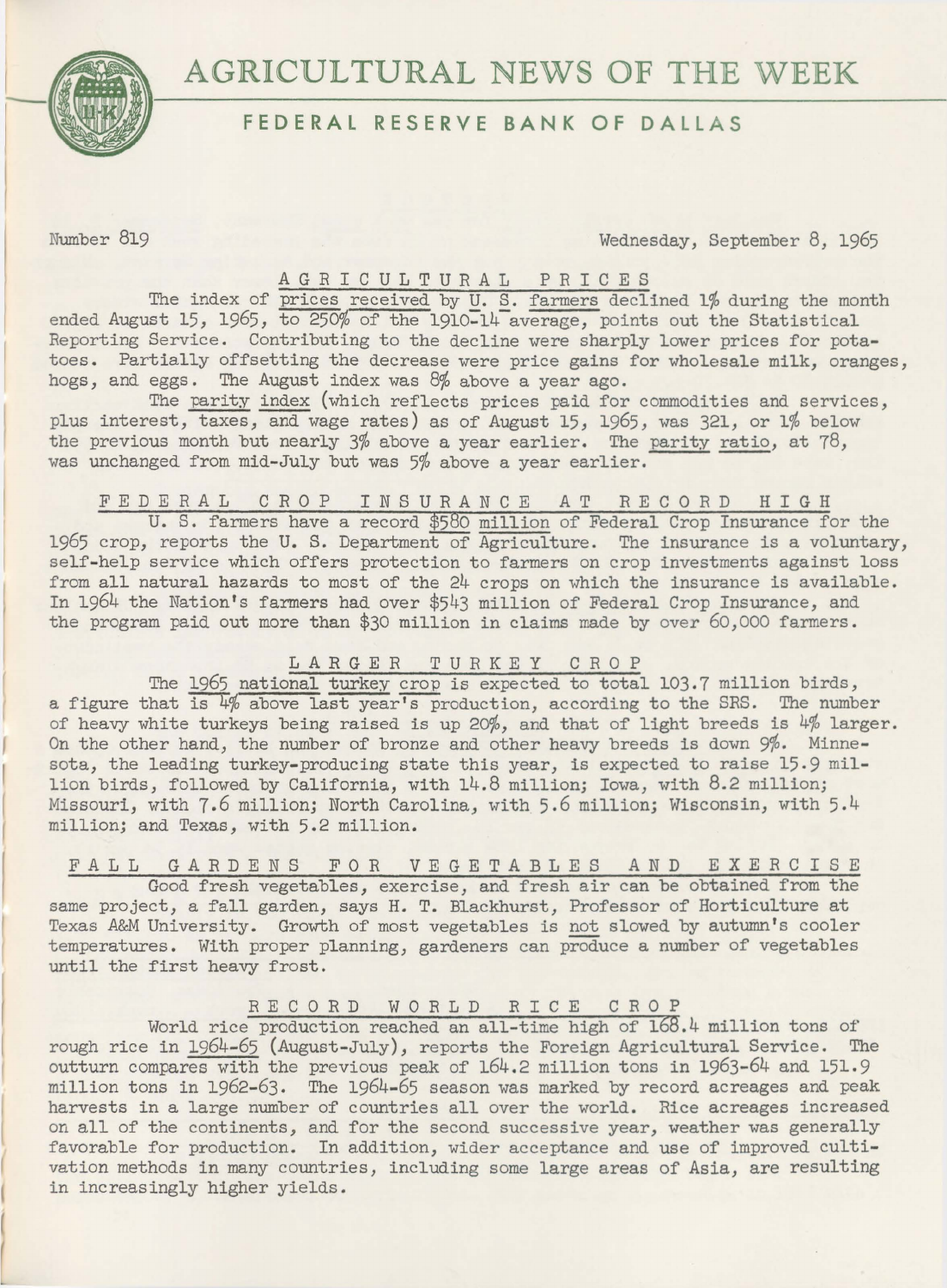# AGRICULTURAL NEWS OF THE WEEK

## FEDERAL RESERVE BANK OF DALLAS

Number 819 Wednesday, September 8, 1965

### AGRICULTURAL PRICES

The index of prices received by U. S. farmers declined 1% during the month ended August 15, 1965, to 250% of the 1910-14 average, points out the Statistical Reporting Service. Contributing to the decline were sharply lower prices for potatoes. Partially offsetting the decrease were price gains for wholesale milk, oranges, hogs, and eggs. The August index was 8% above a year ago.

The parity index (which reflects prices paid for commodities and services, plus interest, taxes, and wage rates) as of August 15, 1965, was 321, or 1% below the previous month but nearly 3% above a year earlier. The parity ratio, at 78, was unchanged from mid-July but was 5% above a year earlier.

### FEDERAL CROP INSURANCE AT RECORD HIGH

U. S. farmers have a record $580 million of Federal Crop Insurance for the 1965 crop, reports the U. S. Department of Agriculture. The insurance is a voluntary, self-help service which offers protection to farmers on crop investments against loss from all natural hazards to most of the 24 crops on which the insurance is available. In 1964 the Nation's farmers had over $543 million of Federal Crop Insurance, and the program paid out more than $30 million in claims made by over 60,000 farmers.

### LARGER TURKEY CROP

The 1965 national turkey crop is expected to total 103.7 million birds, a figure that is 4% above last year's production, according to the SRS. The number of heavy white turkeys being raised is up 20%, and that of light breeds is 4% larger. On the other hand, the number of bronze and other heavy breeds is down 9%. Minnesota, the leading turkey-producing state this year, is expected to raise 15.9 million birds, followed by California, with 14.8 million; Iowa, with 8.2 million; Missouri, with 7.6 million; North Carolina, with 5.6 million; Wisconsin, with 5.4 million; and Texas, with 5.2 million.

### FALL GARDENS FOR VEGETABLES AND EXERCISE

Good fresh vegetables, exercise, and fresh air can be obtained from the same project, a fall garden, says H. T. Blackhurst, Professor of Horticulture at Texas A&M University. Growth of most vegetables is not slowed by autumn's cooler temperatures. With proper planning, gardeners can produce a number of vegetables until the first heavy frost.

### RECORD WORLD RICE CROP

World rice production reached an all-time high of 168.4 million tons of rough rice in 1964-65 (August-July), reports the Foreign Agricultural Service. The outturn compares with the previous peak of 164.2 million tons in 1963-64 and 151.9 million tons in 1962-63. The 1964-65 season was marked by record acreages and peak harvests in a large number of countries all over the world. Rice acreages increased on all of the continents, and for the second successive year, weather was generally favorable for production. In addition, wider acceptance and use of improved cultivation methods in many countries, including some large areas of Asia, are resulting in increasingly higher yields.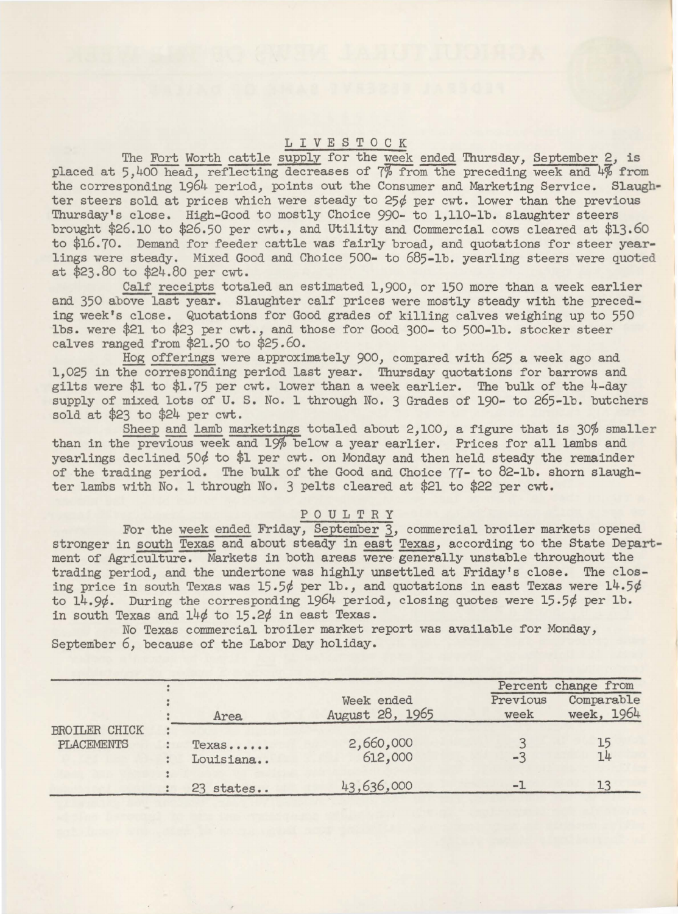## LIVESTOCK

The Fort Worth cattle supply for the week ended Thursday, September 2, is placed at 5,400 head, reflecting decreases of 7% from the preceding week and 4% from the corresponding 1964 period, points out the Consumer and Marketing Service. Slaughter steers sold at prices which were steady to 25¢ per cwt. lower than the previous Thursday's close. High-Good to mostly Choice 990- to 1,110-lb. slaughter steers brought $26.10 to $26.50 per cwt., and Utility and Commercial cows cleared at $13.60 to $16.70. Demand for feeder cattle was fairly broad, and quotations for steer yearlings were steady. Mixed Good and Choice 500- to 685-lb. yearling steers were quoted at $23.80 to $24.80 per cwt.

Calf receipts totaled an estimated 1,900, or 150 more than a week earlier and 350 above last year. Slaughter calf prices were mostly steady with the preceding week's close. Quotations for Good grades of killing calves weighing up to 550 lbs. were $21 to $23 per cwt., and those for Good 300- to 500-lb. stocker steer calves ranged from $21.50 to $25.60.

Hog offerings were approximately 900, compared with 625 a week ago and 1,025 in the corresponding period last year. Thursday quotations for barrows and gilts were $1 to $1.75 per cwt. lower than a week earlier. The bulk of the 4-day supply of mixed lots of U. S. No. 1 through No. 3 Grades of 190- to 265-lb. butchers sold at $23 to $24 per cwt.

Sheep and lamb marketings totaled about 2,100, a figure that is 30% smaller than in the previous week and 19% below a year earlier. Prices for all lambs and yearlings declined 50¢ to $1 per cwt. on Monday and then held steady the remainder of the trading period. The bulk of the Good and Choice 77- to 82-lb. shorn slaughter lambs with No. 1 through No. 3 pelts cleared at $21 to $22 per cwt.

## POULTRY

For the week ended Friday, September 3, commercial broiler markets opened stronger in south Texas and about steady in east Texas, according to the State Department of Agriculture. Markets in both areas were generally unstable throughout the trading period, and the undertone was highly unsettled at Friday's close. The closing price in south Texas was 15.5¢ per lb., and quotations in east Texas were 14.5¢ to 14.9¢. During the corresponding 1964 period, closing quotes were 15.5¢ per lb. in south Texas and 14¢ to 15.2¢ in east Texas.

No Texas commercial broiler market report was available for Monday, September 6, because of the Labor Day holiday.

| | Area | Week ended August 28, 1965 | Percent change from Previous week | Percent change from Comparable week, 1964 |
|---|---|---|---|---|
| BROILER CHICK PLACEMENTS | Texas...... | 2,660,000 | 3 | 15 |
| | Louisiana.. | 612,000 | -3 | 14 |
| | 23 states.. | 43,636,000 | -1 | 13 |